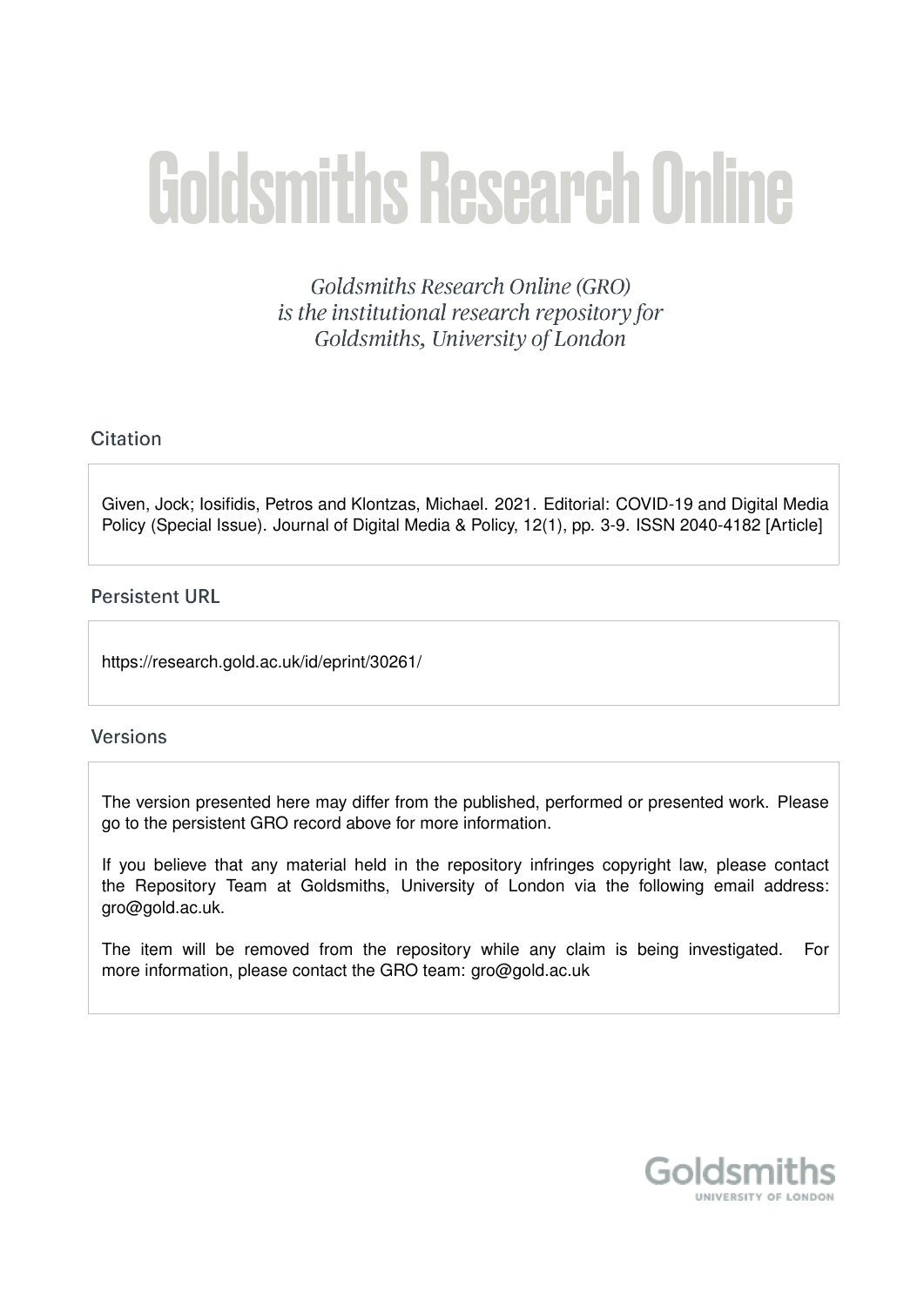# Goldsmiths Research Online

*Goldsmiths Research Online (GRO) is the institutional research repository for Goldsmiths, University of London*

## Citation

Given, Jock; Iosifidis, Petros and Klontzas, Michael. 2021. Editorial: COVID-19 and Digital Media Policy (Special Issue). Journal of Digital Media & Policy, 12(1), pp. 3-9. ISSN 2040-4182 [Article]

## Persistent URL

https://research.gold.ac.uk/id/eprint/30261/

## Versions

The version presented here may differ from the published, performed or presented work. Please go to the persistent GRO record above for more information.

If you believe that any material held in the repository infringes copyright law, please contact the Repository Team at Goldsmiths, University of London via the following email address: gro@gold.ac.uk.

The item will be removed from the repository while any claim is being investigated. For more information, please contact the GRO team: gro@gold.ac.uk

Goldsmiths
UNIVERSITY OF LONDON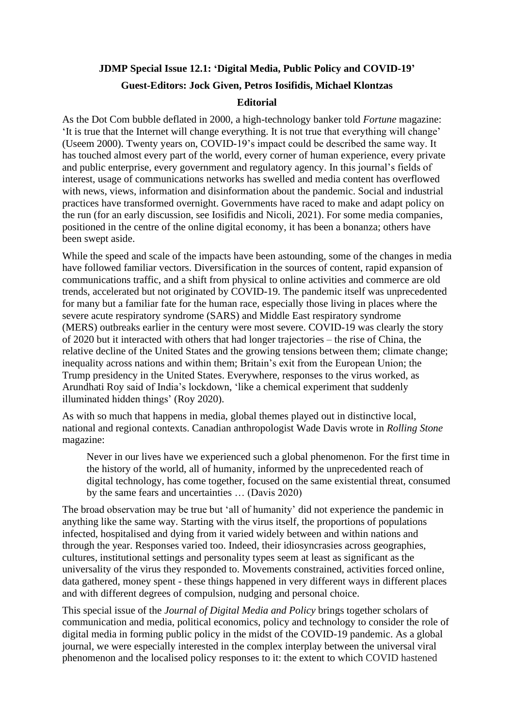**JDMP Special Issue 12.1: 'Digital Media, Public Policy and COVID-19'**

**Guest-Editors: Jock Given, Petros Iosifidis, Michael Klontzas**

**Editorial**

As the Dot Com bubble deflated in 2000, a high-technology banker told *Fortune* magazine: 'It is true that the Internet will change everything. It is not true that everything will change' (Useem 2000). Twenty years on, COVID-19's impact could be described the same way. It has touched almost every part of the world, every corner of human experience, every private and public enterprise, every government and regulatory agency. In this journal's fields of interest, usage of communications networks has swelled and media content has overflowed with news, views, information and disinformation about the pandemic. Social and industrial practices have transformed overnight. Governments have raced to make and adapt policy on the run (for an early discussion, see Iosifidis and Nicoli, 2021). For some media companies, positioned in the centre of the online digital economy, it has been a bonanza; others have been swept aside.

While the speed and scale of the impacts have been astounding, some of the changes in media have followed familiar vectors. Diversification in the sources of content, rapid expansion of communications traffic, and a shift from physical to online activities and commerce are old trends, accelerated but not originated by COVID-19. The pandemic itself was unprecedented for many but a familiar fate for the human race, especially those living in places where the severe acute respiratory syndrome (SARS) and Middle East respiratory syndrome (MERS) outbreaks earlier in the century were most severe. COVID-19 was clearly the story of 2020 but it interacted with others that had longer trajectories – the rise of China, the relative decline of the United States and the growing tensions between them; climate change; inequality across nations and within them; Britain's exit from the European Union; the Trump presidency in the United States. Everywhere, responses to the virus worked, as Arundhati Roy said of India's lockdown, 'like a chemical experiment that suddenly illuminated hidden things' (Roy 2020).

As with so much that happens in media, global themes played out in distinctive local, national and regional contexts. Canadian anthropologist Wade Davis wrote in *Rolling Stone* magazine:

> Never in our lives have we experienced such a global phenomenon. For the first time in the history of the world, all of humanity, informed by the unprecedented reach of digital technology, has come together, focused on the same existential threat, consumed by the same fears and uncertainties … (Davis 2020)

The broad observation may be true but 'all of humanity' did not experience the pandemic in anything like the same way. Starting with the virus itself, the proportions of populations infected, hospitalised and dying from it varied widely between and within nations and through the year. Responses varied too. Indeed, their idiosyncrasies across geographies, cultures, institutional settings and personality types seem at least as significant as the universality of the virus they responded to. Movements constrained, activities forced online, data gathered, money spent - these things happened in very different ways in different places and with different degrees of compulsion, nudging and personal choice.

This special issue of the *Journal of Digital Media and Policy* brings together scholars of communication and media, political economics, policy and technology to consider the role of digital media in forming public policy in the midst of the COVID-19 pandemic. As a global journal, we were especially interested in the complex interplay between the universal viral phenomenon and the localised policy responses to it: the extent to which COVID hastened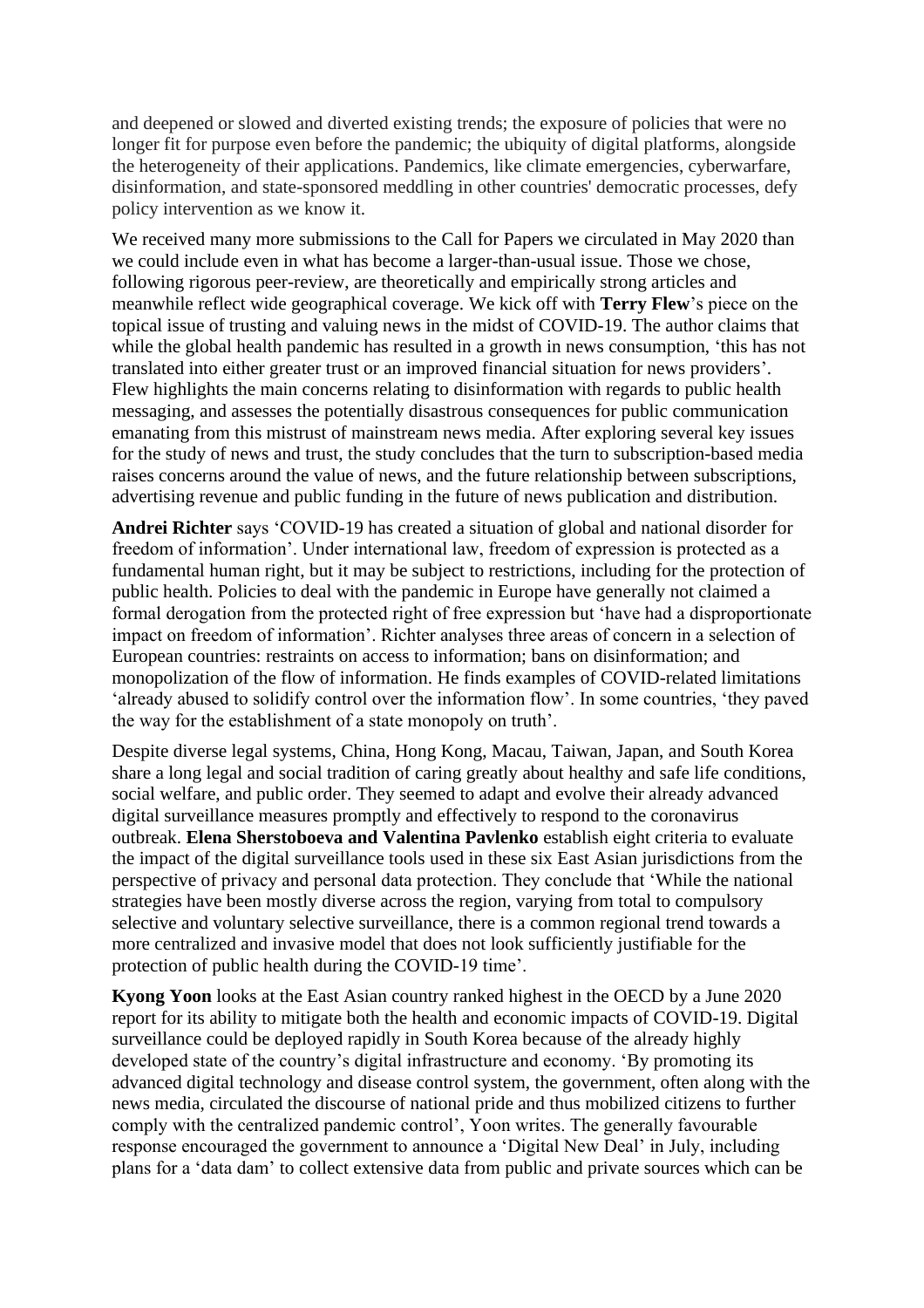and deepened or slowed and diverted existing trends; the exposure of policies that were no longer fit for purpose even before the pandemic; the ubiquity of digital platforms, alongside the heterogeneity of their applications. Pandemics, like climate emergencies, cyberwarfare, disinformation, and state-sponsored meddling in other countries' democratic processes, defy policy intervention as we know it.

We received many more submissions to the Call for Papers we circulated in May 2020 than we could include even in what has become a larger-than-usual issue. Those we chose, following rigorous peer-review, are theoretically and empirically strong articles and meanwhile reflect wide geographical coverage. We kick off with **Terry Flew**'s piece on the topical issue of trusting and valuing news in the midst of COVID-19. The author claims that while the global health pandemic has resulted in a growth in news consumption, 'this has not translated into either greater trust or an improved financial situation for news providers'. Flew highlights the main concerns relating to disinformation with regards to public health messaging, and assesses the potentially disastrous consequences for public communication emanating from this mistrust of mainstream news media. After exploring several key issues for the study of news and trust, the study concludes that the turn to subscription-based media raises concerns around the value of news, and the future relationship between subscriptions, advertising revenue and public funding in the future of news publication and distribution.

**Andrei Richter** says 'COVID-19 has created a situation of global and national disorder for freedom of information'. Under international law, freedom of expression is protected as a fundamental human right, but it may be subject to restrictions, including for the protection of public health. Policies to deal with the pandemic in Europe have generally not claimed a formal derogation from the protected right of free expression but 'have had a disproportionate impact on freedom of information'. Richter analyses three areas of concern in a selection of European countries: restraints on access to information; bans on disinformation; and monopolization of the flow of information. He finds examples of COVID-related limitations 'already abused to solidify control over the information flow'. In some countries, 'they paved the way for the establishment of a state monopoly on truth'.

Despite diverse legal systems, China, Hong Kong, Macau, Taiwan, Japan, and South Korea share a long legal and social tradition of caring greatly about healthy and safe life conditions, social welfare, and public order. They seemed to adapt and evolve their already advanced digital surveillance measures promptly and effectively to respond to the coronavirus outbreak. **Elena Sherstoboeva and Valentina Pavlenko** establish eight criteria to evaluate the impact of the digital surveillance tools used in these six East Asian jurisdictions from the perspective of privacy and personal data protection. They conclude that 'While the national strategies have been mostly diverse across the region, varying from total to compulsory selective and voluntary selective surveillance, there is a common regional trend towards a more centralized and invasive model that does not look sufficiently justifiable for the protection of public health during the COVID-19 time'.

**Kyong Yoon** looks at the East Asian country ranked highest in the OECD by a June 2020 report for its ability to mitigate both the health and economic impacts of COVID-19. Digital surveillance could be deployed rapidly in South Korea because of the already highly developed state of the country's digital infrastructure and economy. 'By promoting its advanced digital technology and disease control system, the government, often along with the news media, circulated the discourse of national pride and thus mobilized citizens to further comply with the centralized pandemic control', Yoon writes. The generally favourable response encouraged the government to announce a 'Digital New Deal' in July, including plans for a 'data dam' to collect extensive data from public and private sources which can be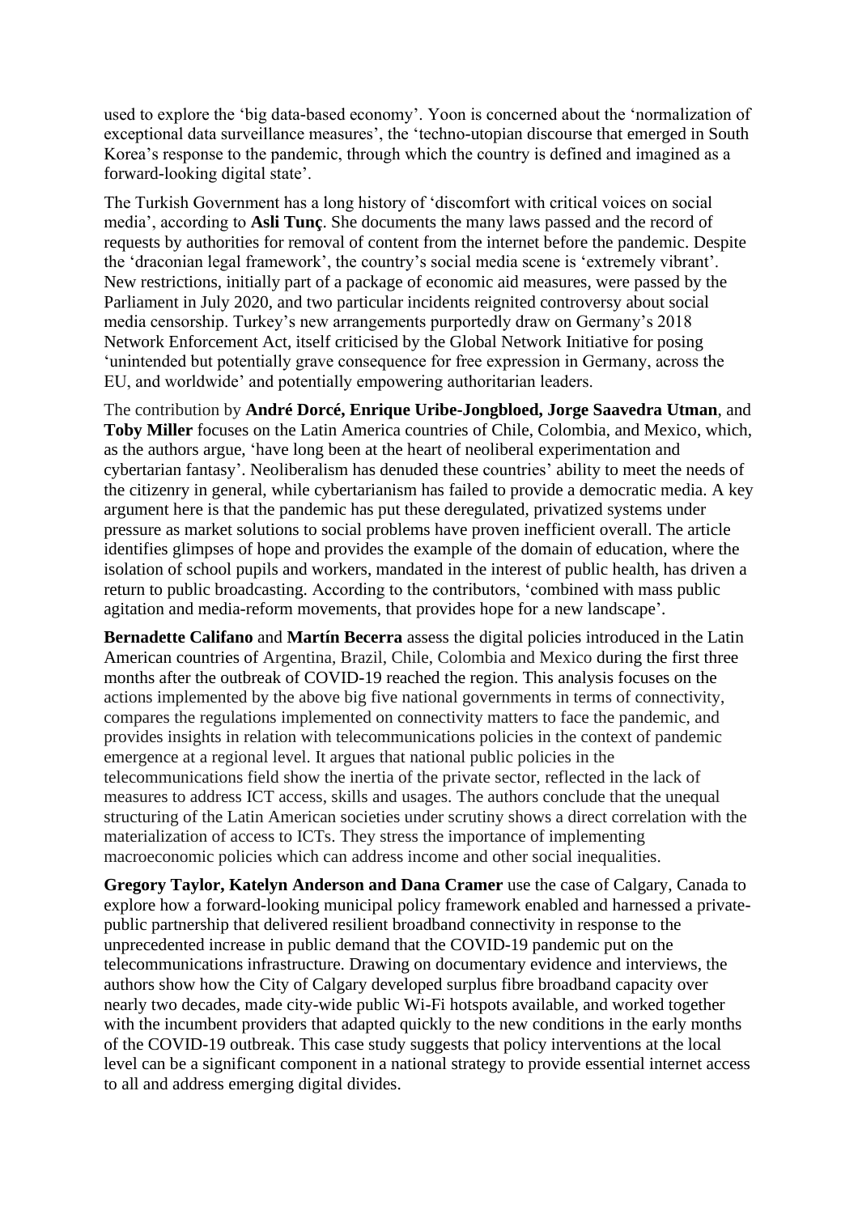used to explore the 'big data-based economy'. Yoon is concerned about the 'normalization of exceptional data surveillance measures', the 'techno-utopian discourse that emerged in South Korea's response to the pandemic, through which the country is defined and imagined as a forward-looking digital state'.

The Turkish Government has a long history of 'discomfort with critical voices on social media', according to **Asli Tunç**. She documents the many laws passed and the record of requests by authorities for removal of content from the internet before the pandemic. Despite the 'draconian legal framework', the country's social media scene is 'extremely vibrant'. New restrictions, initially part of a package of economic aid measures, were passed by the Parliament in July 2020, and two particular incidents reignited controversy about social media censorship. Turkey's new arrangements purportedly draw on Germany's 2018 Network Enforcement Act, itself criticised by the Global Network Initiative for posing 'unintended but potentially grave consequence for free expression in Germany, across the EU, and worldwide' and potentially empowering authoritarian leaders.

The contribution by **André Dorcé, Enrique Uribe-Jongbloed, Jorge Saavedra Utman**, and **Toby Miller** focuses on the Latin America countries of Chile, Colombia, and Mexico, which, as the authors argue, 'have long been at the heart of neoliberal experimentation and cybertarian fantasy'. Neoliberalism has denuded these countries' ability to meet the needs of the citizenry in general, while cybertarianism has failed to provide a democratic media. A key argument here is that the pandemic has put these deregulated, privatized systems under pressure as market solutions to social problems have proven inefficient overall. The article identifies glimpses of hope and provides the example of the domain of education, where the isolation of school pupils and workers, mandated in the interest of public health, has driven a return to public broadcasting. According to the contributors, 'combined with mass public agitation and media-reform movements, that provides hope for a new landscape'.

**Bernadette Califano** and **Martín Becerra** assess the digital policies introduced in the Latin American countries of Argentina, Brazil, Chile, Colombia and Mexico during the first three months after the outbreak of COVID-19 reached the region. This analysis focuses on the actions implemented by the above big five national governments in terms of connectivity, compares the regulations implemented on connectivity matters to face the pandemic, and provides insights in relation with telecommunications policies in the context of pandemic emergence at a regional level. It argues that national public policies in the telecommunications field show the inertia of the private sector, reflected in the lack of measures to address ICT access, skills and usages. The authors conclude that the unequal structuring of the Latin American societies under scrutiny shows a direct correlation with the materialization of access to ICTs. They stress the importance of implementing macroeconomic policies which can address income and other social inequalities.

**Gregory Taylor, Katelyn Anderson and Dana Cramer** use the case of Calgary, Canada to explore how a forward-looking municipal policy framework enabled and harnessed a private-public partnership that delivered resilient broadband connectivity in response to the unprecedented increase in public demand that the COVID-19 pandemic put on the telecommunications infrastructure. Drawing on documentary evidence and interviews, the authors show how the City of Calgary developed surplus fibre broadband capacity over nearly two decades, made city-wide public Wi-Fi hotspots available, and worked together with the incumbent providers that adapted quickly to the new conditions in the early months of the COVID-19 outbreak. This case study suggests that policy interventions at the local level can be a significant component in a national strategy to provide essential internet access to all and address emerging digital divides.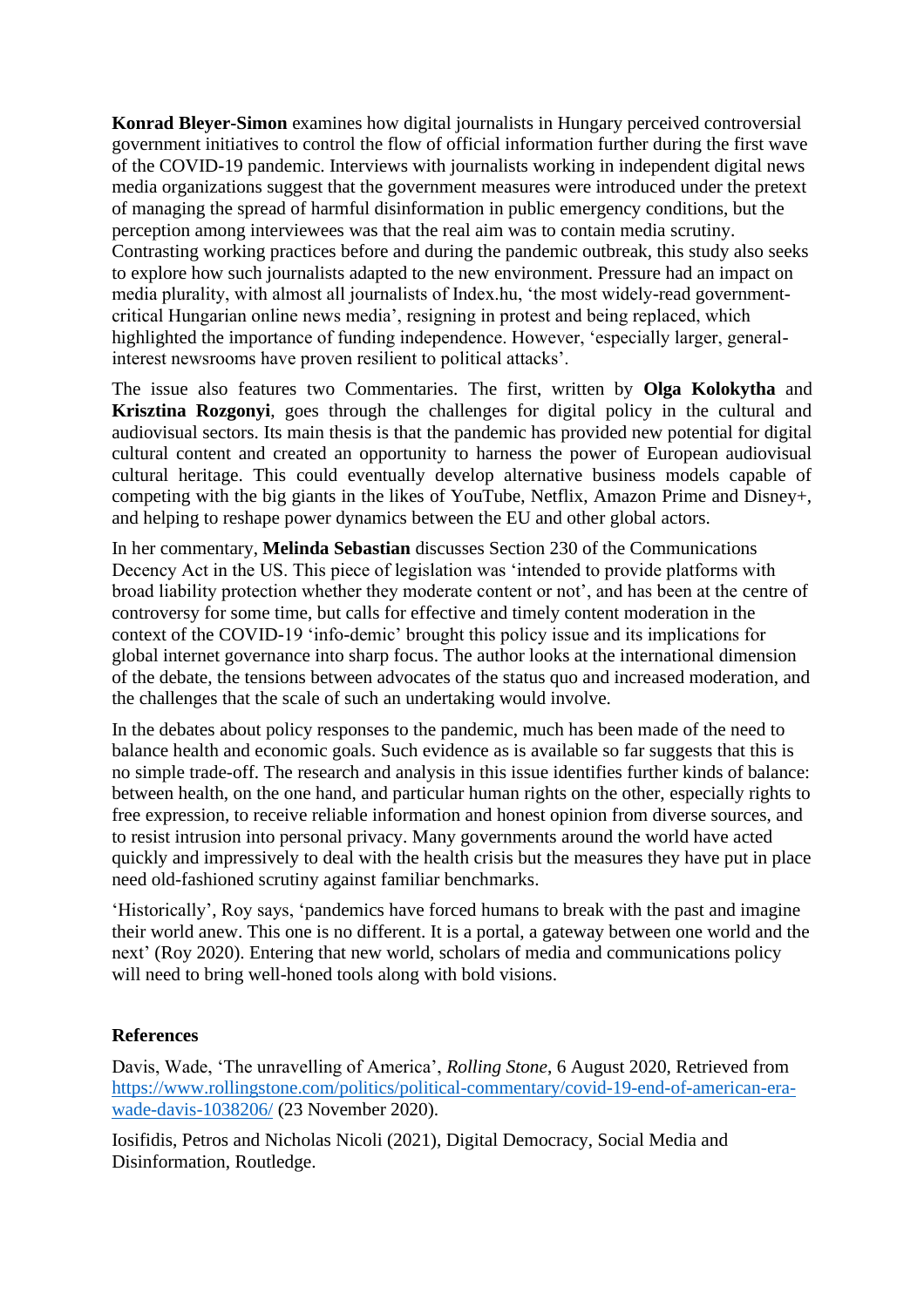**Konrad Bleyer-Simon** examines how digital journalists in Hungary perceived controversial government initiatives to control the flow of official information further during the first wave of the COVID-19 pandemic. Interviews with journalists working in independent digital news media organizations suggest that the government measures were introduced under the pretext of managing the spread of harmful disinformation in public emergency conditions, but the perception among interviewees was that the real aim was to contain media scrutiny. Contrasting working practices before and during the pandemic outbreak, this study also seeks to explore how such journalists adapted to the new environment. Pressure had an impact on media plurality, with almost all journalists of Index.hu, 'the most widely-read government-critical Hungarian online news media', resigning in protest and being replaced, which highlighted the importance of funding independence. However, 'especially larger, general-interest newsrooms have proven resilient to political attacks'.

The issue also features two Commentaries. The first, written by **Olga Kolokytha** and **Krisztina Rozgonyi**, goes through the challenges for digital policy in the cultural and audiovisual sectors. Its main thesis is that the pandemic has provided new potential for digital cultural content and created an opportunity to harness the power of European audiovisual cultural heritage. This could eventually develop alternative business models capable of competing with the big giants in the likes of YouTube, Netflix, Amazon Prime and Disney+, and helping to reshape power dynamics between the EU and other global actors.

In her commentary, **Melinda Sebastian** discusses Section 230 of the Communications Decency Act in the US. This piece of legislation was 'intended to provide platforms with broad liability protection whether they moderate content or not', and has been at the centre of controversy for some time, but calls for effective and timely content moderation in the context of the COVID-19 'info-demic' brought this policy issue and its implications for global internet governance into sharp focus. The author looks at the international dimension of the debate, the tensions between advocates of the status quo and increased moderation, and the challenges that the scale of such an undertaking would involve.

In the debates about policy responses to the pandemic, much has been made of the need to balance health and economic goals. Such evidence as is available so far suggests that this is no simple trade-off. The research and analysis in this issue identifies further kinds of balance: between health, on the one hand, and particular human rights on the other, especially rights to free expression, to receive reliable information and honest opinion from diverse sources, and to resist intrusion into personal privacy. Many governments around the world have acted quickly and impressively to deal with the health crisis but the measures they have put in place need old-fashioned scrutiny against familiar benchmarks.

'Historically', Roy says, 'pandemics have forced humans to break with the past and imagine their world anew. This one is no different. It is a portal, a gateway between one world and the next' (Roy 2020). Entering that new world, scholars of media and communications policy will need to bring well-honed tools along with bold visions.

## References

Davis, Wade, 'The unravelling of America', *Rolling Stone*, 6 August 2020, Retrieved from https://www.rollingstone.com/politics/political-commentary/covid-19-end-of-american-era-wade-davis-1038206/ (23 November 2020).

Iosifidis, Petros and Nicholas Nicoli (2021), Digital Democracy, Social Media and Disinformation, Routledge.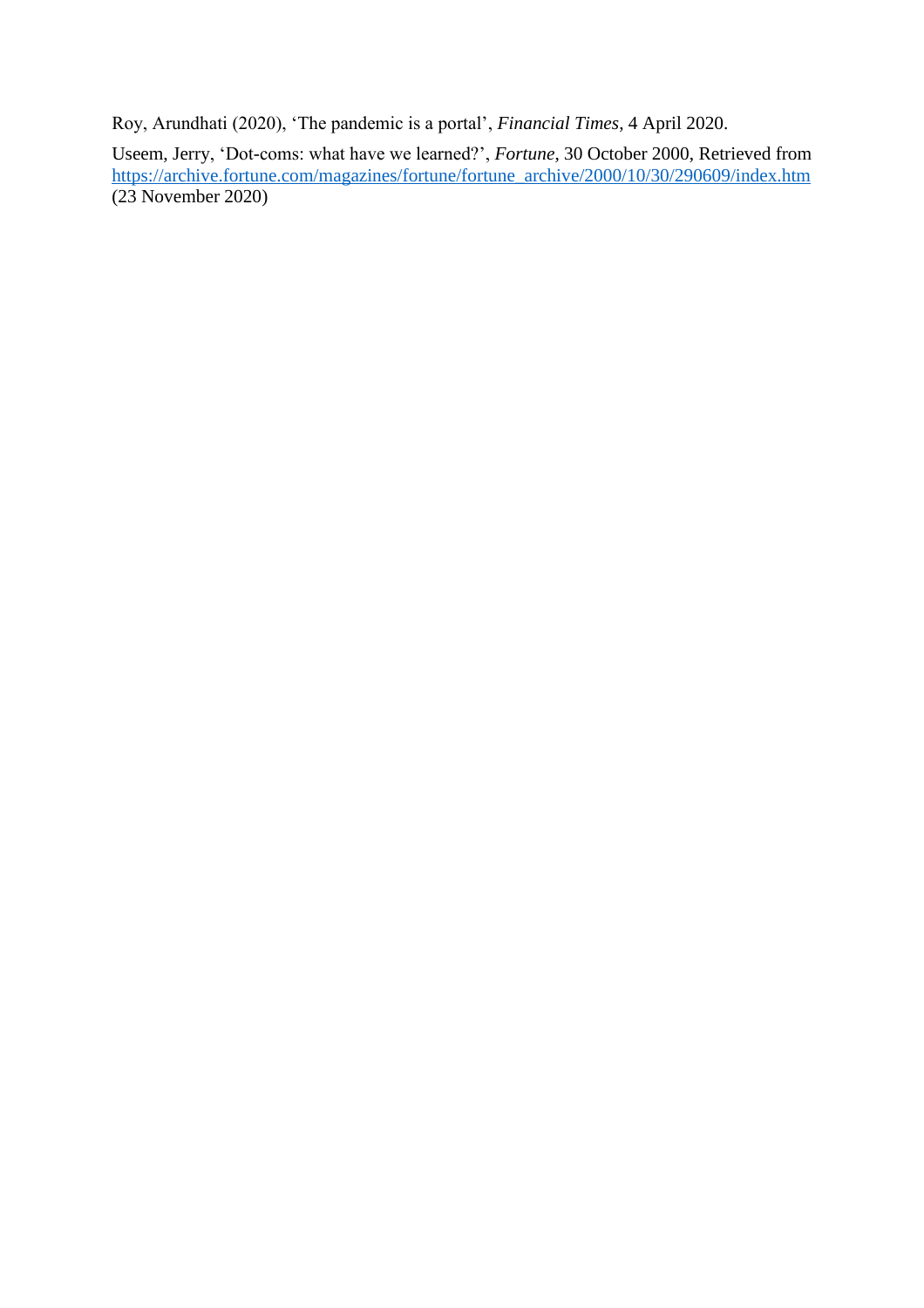Roy, Arundhati (2020), 'The pandemic is a portal', *Financial Times*, 4 April 2020.

Useem, Jerry, 'Dot-coms: what have we learned?', *Fortune*, 30 October 2000, Retrieved from https://archive.fortune.com/magazines/fortune/fortune_archive/2000/10/30/290609/index.htm (23 November 2020)